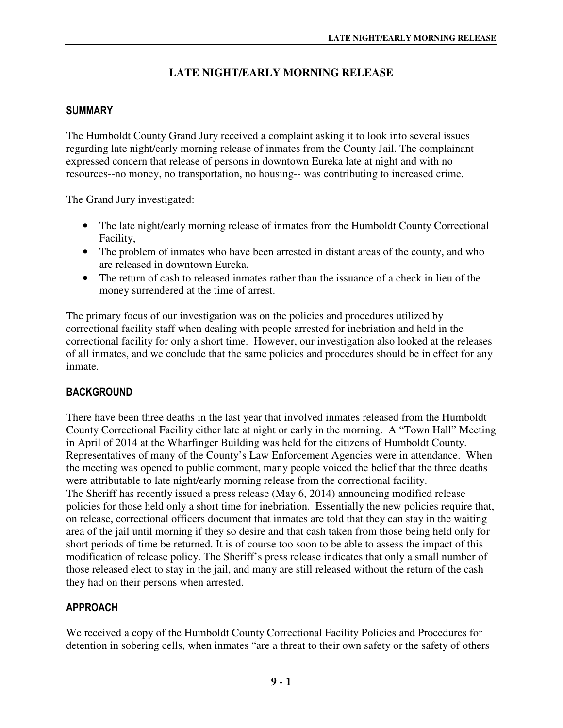# LATE NIGHT/EARLY MORNING RELEASE

## SUMMARY

The Humboldt County Grand Jury received a complaint asking it to look into several issues regarding late night/early morning release of inmates from the County Jail. The complainant expressed concern that release of persons in downtown Eureka late at night and with no resources--no money, no transportation, no housing-- was contributing to increased crime.

The Grand Jury investigated:

- The late night/early morning release of inmates from the Humboldt County Correctional Facility,
- The problem of inmates who have been arrested in distant areas of the county, and who are released in downtown Eureka,
- The return of cash to released inmates rather than the issuance of a check in lieu of the money surrendered at the time of arrest.

The primary focus of our investigation was on the policies and procedures utilized by correctional facility staff when dealing with people arrested for inebriation and held in the correctional facility for only a short time. However, our investigation also looked at the releases of all inmates, and we conclude that the same policies and procedures should be in effect for any inmate.

## BACKGROUND

There have been three deaths in the last year that involved inmates released from the Humboldt County Correctional Facility either late at night or early in the morning. A "Town Hall" Meeting in April of 2014 at the Wharfinger Building was held for the citizens of Humboldt County. Representatives of many of the County's Law Enforcement Agencies were in attendance. When the meeting was opened to public comment, many people voiced the belief that the three deaths were attributable to late night/early morning release from the correctional facility.

The Sheriff has recently issued a press release (May 6, 2014) announcing modified release policies for those held only a short time for inebriation. Essentially the new policies require that, on release, correctional officers document that inmates are told that they can stay in the waiting area of the jail until morning if they so desire and that cash taken from those being held only for short periods of time be returned. It is of course too soon to be able to assess the impact of this modification of release policy. The Sheriff's press release indicates that only a small number of those released elect to stay in the jail, and many are still released without the return of the cash they had on their persons when arrested.

## APPROACH

We received a copy of the Humboldt County Correctional Facility Policies and Procedures for detention in sobering cells, when inmates "are a threat to their own safety or the safety of others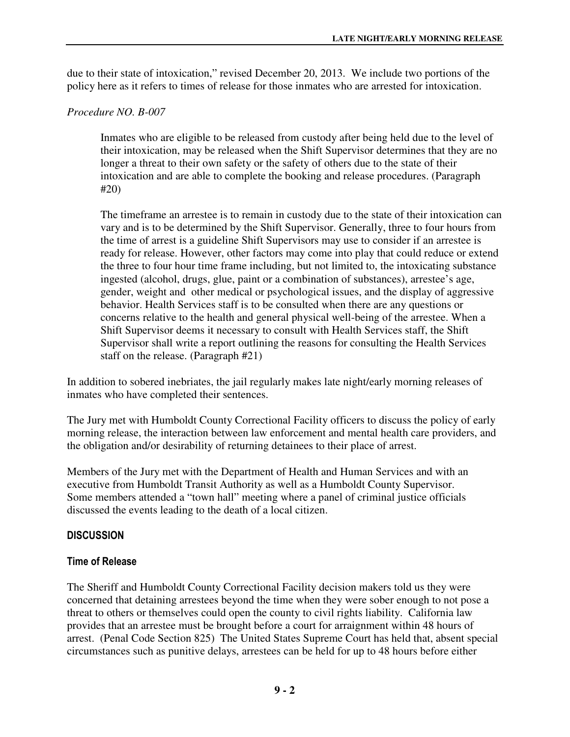due to their state of intoxication," revised December 20, 2013. We include two portions of the policy here as it refers to times of release for those inmates who are arrested for intoxication.

*Procedure NO. B-007*

> Inmates who are eligible to be released from custody after being held due to the level of their intoxication, may be released when the Shift Supervisor determines that they are no longer a threat to their own safety or the safety of others due to the state of their intoxication and are able to complete the booking and release procedures. (Paragraph #20)
>
> The timeframe an arrestee is to remain in custody due to the state of their intoxication can vary and is to be determined by the Shift Supervisor. Generally, three to four hours from the time of arrest is a guideline Shift Supervisors may use to consider if an arrestee is ready for release. However, other factors may come into play that could reduce or extend the three to four hour time frame including, but not limited to, the intoxicating substance ingested (alcohol, drugs, glue, paint or a combination of substances), arrestee's age, gender, weight and other medical or psychological issues, and the display of aggressive behavior. Health Services staff is to be consulted when there are any questions or concerns relative to the health and general physical well-being of the arrestee. When a Shift Supervisor deems it necessary to consult with Health Services staff, the Shift Supervisor shall write a report outlining the reasons for consulting the Health Services staff on the release. (Paragraph #21)

In addition to sobered inebriates, the jail regularly makes late night/early morning releases of inmates who have completed their sentences.

The Jury met with Humboldt County Correctional Facility officers to discuss the policy of early morning release, the interaction between law enforcement and mental health care providers, and the obligation and/or desirability of returning detainees to their place of arrest.

Members of the Jury met with the Department of Health and Human Services and with an executive from Humboldt Transit Authority as well as a Humboldt County Supervisor. Some members attended a "town hall" meeting where a panel of criminal justice officials discussed the events leading to the death of a local citizen.

## DISCUSSION

### Time of Release

The Sheriff and Humboldt County Correctional Facility decision makers told us they were concerned that detaining arrestees beyond the time when they were sober enough to not pose a threat to others or themselves could open the county to civil rights liability. California law provides that an arrestee must be brought before a court for arraignment within 48 hours of arrest. (Penal Code Section 825) The United States Supreme Court has held that, absent special circumstances such as punitive delays, arrestees can be held for up to 48 hours before either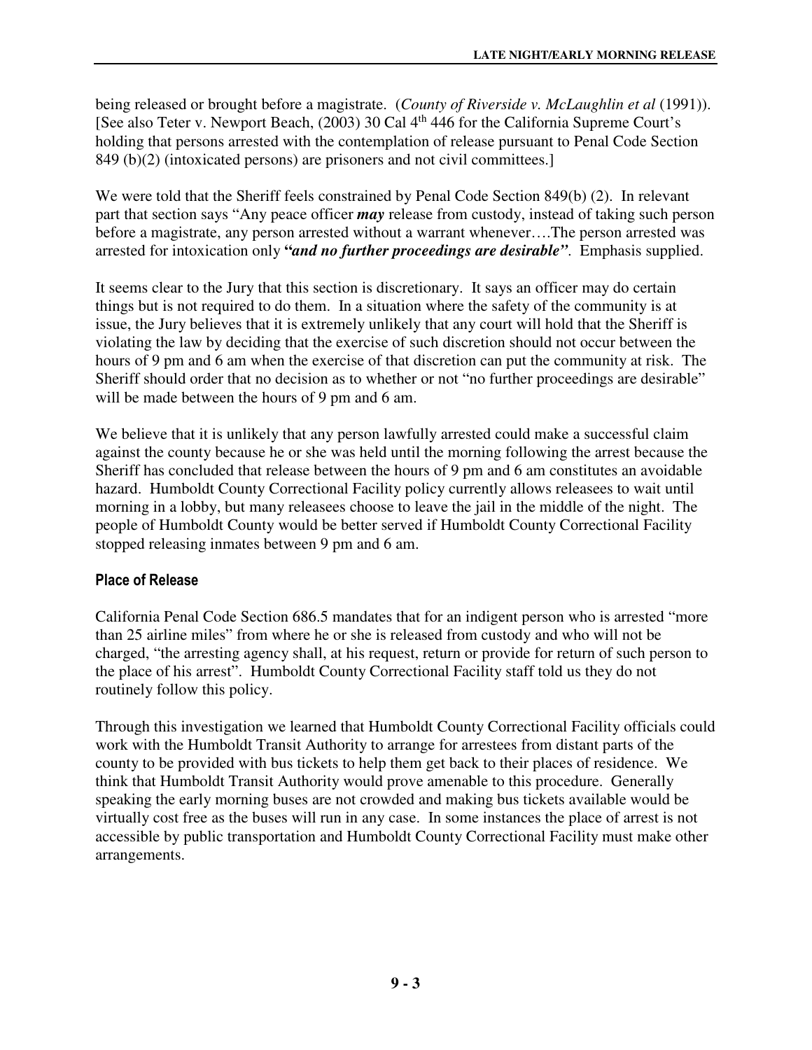being released or brought before a magistrate. (*County of Riverside v. McLaughlin et al* (1991)). [See also Teter v. Newport Beach, (2003) 30 Cal 4th 446 for the California Supreme Court's holding that persons arrested with the contemplation of release pursuant to Penal Code Section 849 (b)(2) (intoxicated persons) are prisoners and not civil committees.]

We were told that the Sheriff feels constrained by Penal Code Section 849(b) (2). In relevant part that section says "Any peace officer ***may*** release from custody, instead of taking such person before a magistrate, any person arrested without a warrant whenever….The person arrested was arrested for intoxication only ***"and no further proceedings are desirable"***. Emphasis supplied.

It seems clear to the Jury that this section is discretionary. It says an officer may do certain things but is not required to do them. In a situation where the safety of the community is at issue, the Jury believes that it is extremely unlikely that any court will hold that the Sheriff is violating the law by deciding that the exercise of such discretion should not occur between the hours of 9 pm and 6 am when the exercise of that discretion can put the community at risk. The Sheriff should order that no decision as to whether or not "no further proceedings are desirable" will be made between the hours of 9 pm and 6 am.

We believe that it is unlikely that any person lawfully arrested could make a successful claim against the county because he or she was held until the morning following the arrest because the Sheriff has concluded that release between the hours of 9 pm and 6 am constitutes an avoidable hazard. Humboldt County Correctional Facility policy currently allows releasees to wait until morning in a lobby, but many releasees choose to leave the jail in the middle of the night. The people of Humboldt County would be better served if Humboldt County Correctional Facility stopped releasing inmates between 9 pm and 6 am.

### Place of Release

California Penal Code Section 686.5 mandates that for an indigent person who is arrested "more than 25 airline miles" from where he or she is released from custody and who will not be charged, "the arresting agency shall, at his request, return or provide for return of such person to the place of his arrest". Humboldt County Correctional Facility staff told us they do not routinely follow this policy.

Through this investigation we learned that Humboldt County Correctional Facility officials could work with the Humboldt Transit Authority to arrange for arrestees from distant parts of the county to be provided with bus tickets to help them get back to their places of residence. We think that Humboldt Transit Authority would prove amenable to this procedure. Generally speaking the early morning buses are not crowded and making bus tickets available would be virtually cost free as the buses will run in any case. In some instances the place of arrest is not accessible by public transportation and Humboldt County Correctional Facility must make other arrangements.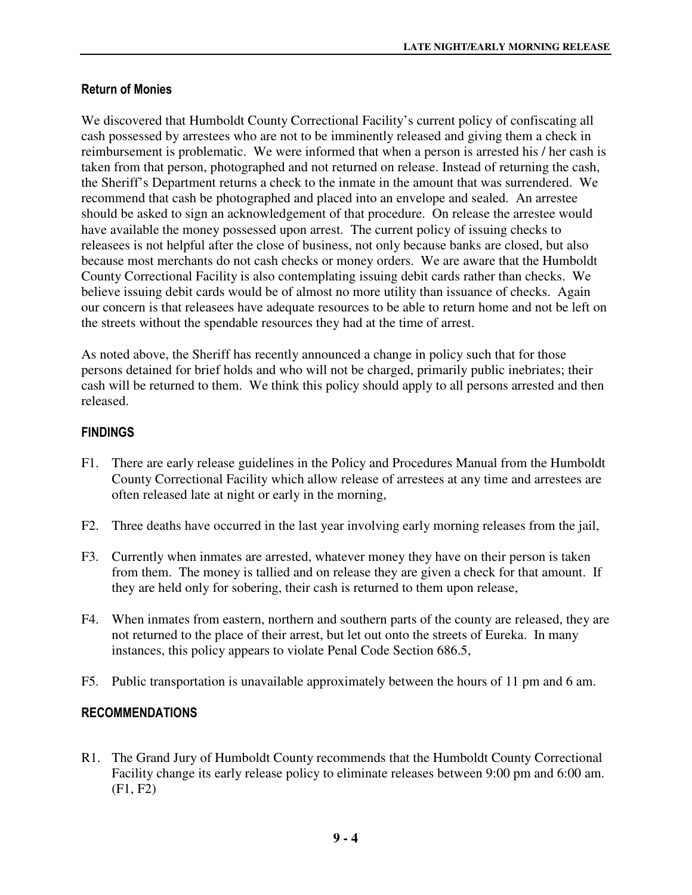### Return of Monies

We discovered that Humboldt County Correctional Facility's current policy of confiscating all cash possessed by arrestees who are not to be imminently released and giving them a check in reimbursement is problematic. We were informed that when a person is arrested his / her cash is taken from that person, photographed and not returned on release. Instead of returning the cash, the Sheriff's Department returns a check to the inmate in the amount that was surrendered. We recommend that cash be photographed and placed into an envelope and sealed. An arrestee should be asked to sign an acknowledgement of that procedure. On release the arrestee would have available the money possessed upon arrest. The current policy of issuing checks to releasees is not helpful after the close of business, not only because banks are closed, but also because most merchants do not cash checks or money orders. We are aware that the Humboldt County Correctional Facility is also contemplating issuing debit cards rather than checks. We believe issuing debit cards would be of almost no more utility than issuance of checks. Again our concern is that releasees have adequate resources to be able to return home and not be left on the streets without the spendable resources they had at the time of arrest.

As noted above, the Sheriff has recently announced a change in policy such that for those persons detained for brief holds and who will not be charged, primarily public inebriates; their cash will be returned to them. We think this policy should apply to all persons arrested and then released.

## FINDINGS

F1. There are early release guidelines in the Policy and Procedures Manual from the Humboldt County Correctional Facility which allow release of arrestees at any time and arrestees are often released late at night or early in the morning,

F2. Three deaths have occurred in the last year involving early morning releases from the jail,

F3. Currently when inmates are arrested, whatever money they have on their person is taken from them. The money is tallied and on release they are given a check for that amount. If they are held only for sobering, their cash is returned to them upon release,

F4. When inmates from eastern, northern and southern parts of the county are released, they are not returned to the place of their arrest, but let out onto the streets of Eureka. In many instances, this policy appears to violate Penal Code Section 686.5,

F5. Public transportation is unavailable approximately between the hours of 11 pm and 6 am.

## RECOMMENDATIONS

R1. The Grand Jury of Humboldt County recommends that the Humboldt County Correctional Facility change its early release policy to eliminate releases between 9:00 pm and 6:00 am. (F1, F2)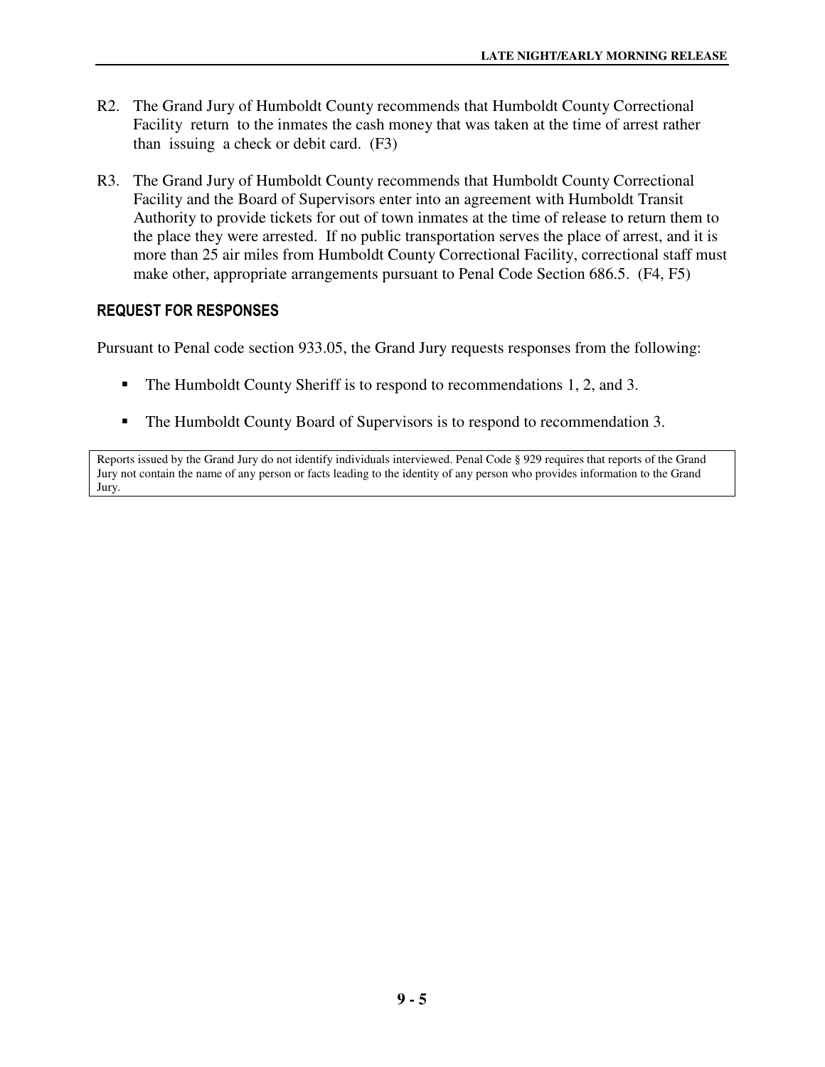R2. The Grand Jury of Humboldt County recommends that Humboldt County Correctional Facility return to the inmates the cash money that was taken at the time of arrest rather than issuing a check or debit card. (F3)

R3. The Grand Jury of Humboldt County recommends that Humboldt County Correctional Facility and the Board of Supervisors enter into an agreement with Humboldt Transit Authority to provide tickets for out of town inmates at the time of release to return them to the place they were arrested. If no public transportation serves the place of arrest, and it is more than 25 air miles from Humboldt County Correctional Facility, correctional staff must make other, appropriate arrangements pursuant to Penal Code Section 686.5. (F4, F5)

## REQUEST FOR RESPONSES

Pursuant to Penal code section 933.05, the Grand Jury requests responses from the following:

- The Humboldt County Sheriff is to respond to recommendations 1, 2, and 3.
- The Humboldt County Board of Supervisors is to respond to recommendation 3.

Reports issued by the Grand Jury do not identify individuals interviewed. Penal Code § 929 requires that reports of the Grand Jury not contain the name of any person or facts leading to the identity of any person who provides information to the Grand Jury.